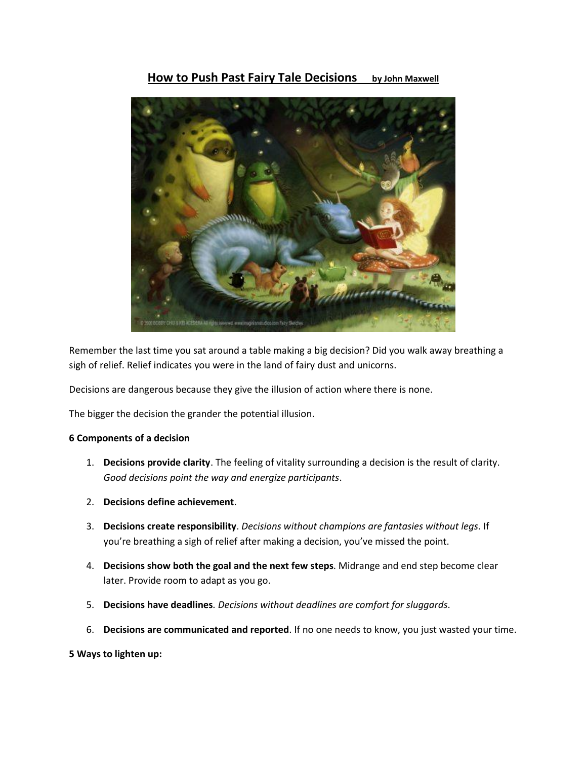# How to Push Past Fairy Tale Decisions by John Maxwell

Remember the last time you sat around a table making a big decision? Did you walk away breathing a sigh of relief. Relief indicates you were in the land of fairy dust and unicorns.

Decisions are dangerous because they give the illusion of action where there is none.

The bigger the decision the grander the potential illusion.

**6 Components of a decision**

1. **Decisions provide clarity**. The feeling of vitality surrounding a decision is the result of clarity. *Good decisions point the way and energize participants*.
2. **Decisions define achievement**.
3. **Decisions create responsibility**. *Decisions without champions are fantasies without legs*. If you're breathing a sigh of relief after making a decision, you've missed the point.
4. **Decisions show both the goal and the next few steps**. Midrange and end step become clear later. Provide room to adapt as you go.
5. **Decisions have deadlines**. *Decisions without deadlines are comfort for sluggards*.
6. **Decisions are communicated and reported**. If no one needs to know, you just wasted your time.

**5 Ways to lighten up:**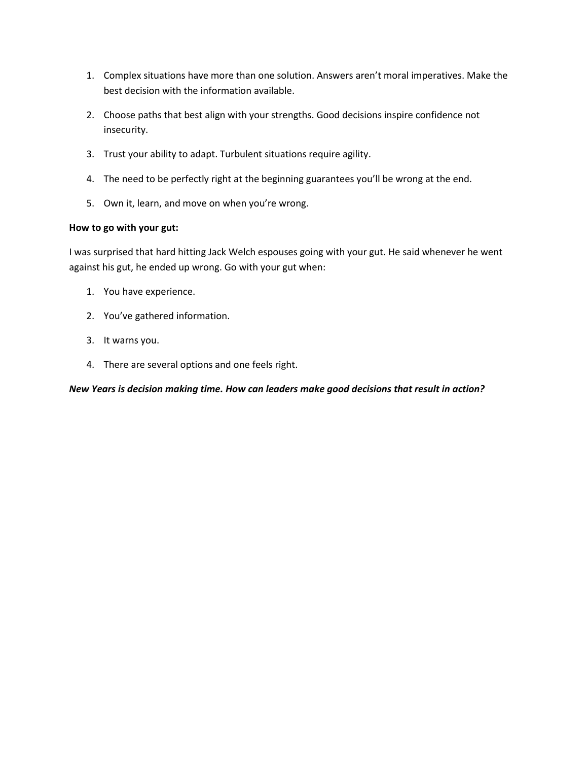1. Complex situations have more than one solution. Answers aren't moral imperatives. Make the best decision with the information available.

2. Choose paths that best align with your strengths. Good decisions inspire confidence not insecurity.

3. Trust your ability to adapt. Turbulent situations require agility.

4. The need to be perfectly right at the beginning guarantees you'll be wrong at the end.

5. Own it, learn, and move on when you're wrong.

**How to go with your gut:**

I was surprised that hard hitting Jack Welch espouses going with your gut. He said whenever he went against his gut, he ended up wrong. Go with your gut when:

1. You have experience.

2. You've gathered information.

3. It warns you.

4. There are several options and one feels right.

***New Years is decision making time. How can leaders make good decisions that result in action?***